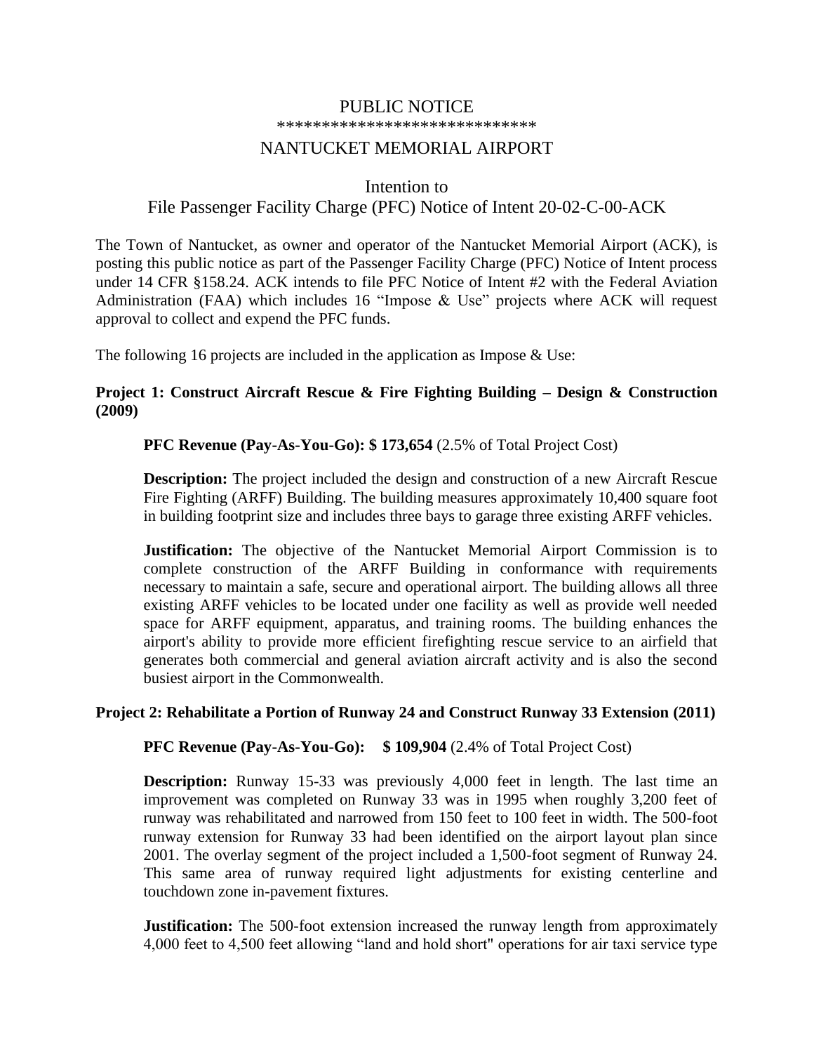# PUBLIC NOTICE

******************************

# NANTUCKET MEMORIAL AIRPORT

## Intention to File Passenger Facility Charge (PFC) Notice of Intent 20-02-C-00-ACK

The Town of Nantucket, as owner and operator of the Nantucket Memorial Airport (ACK), is posting this public notice as part of the Passenger Facility Charge (PFC) Notice of Intent process under 14 CFR §158.24. ACK intends to file PFC Notice of Intent #2 with the Federal Aviation Administration (FAA) which includes 16 "Impose & Use" projects where ACK will request approval to collect and expend the PFC funds.

The following 16 projects are included in the application as Impose & Use:

### Project 1: Construct Aircraft Rescue & Fire Fighting Building – Design & Construction (2009)

**PFC Revenue (Pay-As-You-Go): $ 173,654** (2.5% of Total Project Cost)

**Description:** The project included the design and construction of a new Aircraft Rescue Fire Fighting (ARFF) Building. The building measures approximately 10,400 square foot in building footprint size and includes three bays to garage three existing ARFF vehicles.

**Justification:** The objective of the Nantucket Memorial Airport Commission is to complete construction of the ARFF Building in conformance with requirements necessary to maintain a safe, secure and operational airport. The building allows all three existing ARFF vehicles to be located under one facility as well as provide well needed space for ARFF equipment, apparatus, and training rooms. The building enhances the airport's ability to provide more efficient firefighting rescue service to an airfield that generates both commercial and general aviation aircraft activity and is also the second busiest airport in the Commonwealth.

### Project 2: Rehabilitate a Portion of Runway 24 and Construct Runway 33 Extension (2011)

**PFC Revenue (Pay-As-You-Go): $ 109,904** (2.4% of Total Project Cost)

**Description:** Runway 15-33 was previously 4,000 feet in length. The last time an improvement was completed on Runway 33 was in 1995 when roughly 3,200 feet of runway was rehabilitated and narrowed from 150 feet to 100 feet in width. The 500-foot runway extension for Runway 33 had been identified on the airport layout plan since 2001. The overlay segment of the project included a 1,500-foot segment of Runway 24. This same area of runway required light adjustments for existing centerline and touchdown zone in-pavement fixtures.

**Justification:** The 500-foot extension increased the runway length from approximately 4,000 feet to 4,500 feet allowing "land and hold short" operations for air taxi service type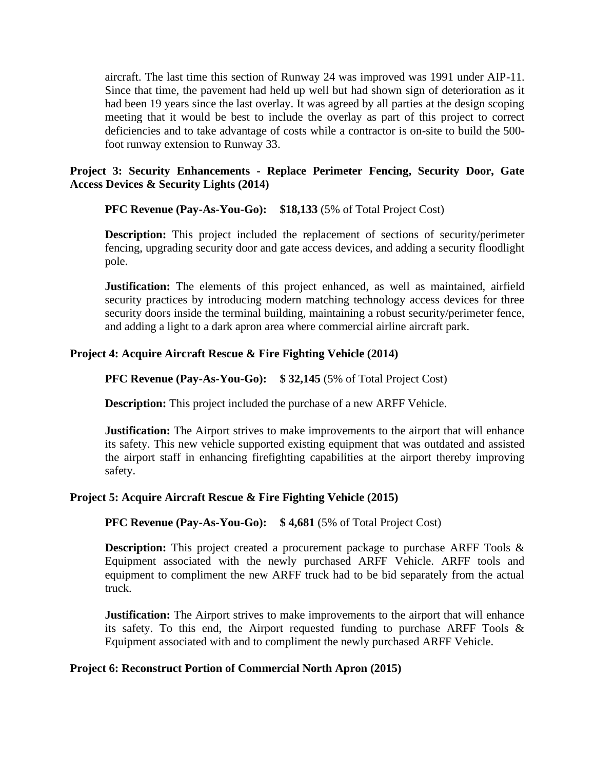aircraft. The last time this section of Runway 24 was improved was 1991 under AIP-11. Since that time, the pavement had held up well but had shown sign of deterioration as it had been 19 years since the last overlay. It was agreed by all parties at the design scoping meeting that it would be best to include the overlay as part of this project to correct deficiencies and to take advantage of costs while a contractor is on-site to build the 500-foot runway extension to Runway 33.

**Project 3: Security Enhancements - Replace Perimeter Fencing, Security Door, Gate Access Devices & Security Lights (2014)**

**PFC Revenue (Pay-As-You-Go): $18,133** (5% of Total Project Cost)

**Description:** This project included the replacement of sections of security/perimeter fencing, upgrading security door and gate access devices, and adding a security floodlight pole.

**Justification:** The elements of this project enhanced, as well as maintained, airfield security practices by introducing modern matching technology access devices for three security doors inside the terminal building, maintaining a robust security/perimeter fence, and adding a light to a dark apron area where commercial airline aircraft park.

**Project 4: Acquire Aircraft Rescue & Fire Fighting Vehicle (2014)**

**PFC Revenue (Pay-As-You-Go): $ 32,145** (5% of Total Project Cost)

**Description:** This project included the purchase of a new ARFF Vehicle.

**Justification:** The Airport strives to make improvements to the airport that will enhance its safety. This new vehicle supported existing equipment that was outdated and assisted the airport staff in enhancing firefighting capabilities at the airport thereby improving safety.

**Project 5: Acquire Aircraft Rescue & Fire Fighting Vehicle (2015)**

**PFC Revenue (Pay-As-You-Go): $ 4,681** (5% of Total Project Cost)

**Description:** This project created a procurement package to purchase ARFF Tools & Equipment associated with the newly purchased ARFF Vehicle. ARFF tools and equipment to compliment the new ARFF truck had to be bid separately from the actual truck.

**Justification:** The Airport strives to make improvements to the airport that will enhance its safety. To this end, the Airport requested funding to purchase ARFF Tools & Equipment associated with and to compliment the newly purchased ARFF Vehicle.

**Project 6: Reconstruct Portion of Commercial North Apron (2015)**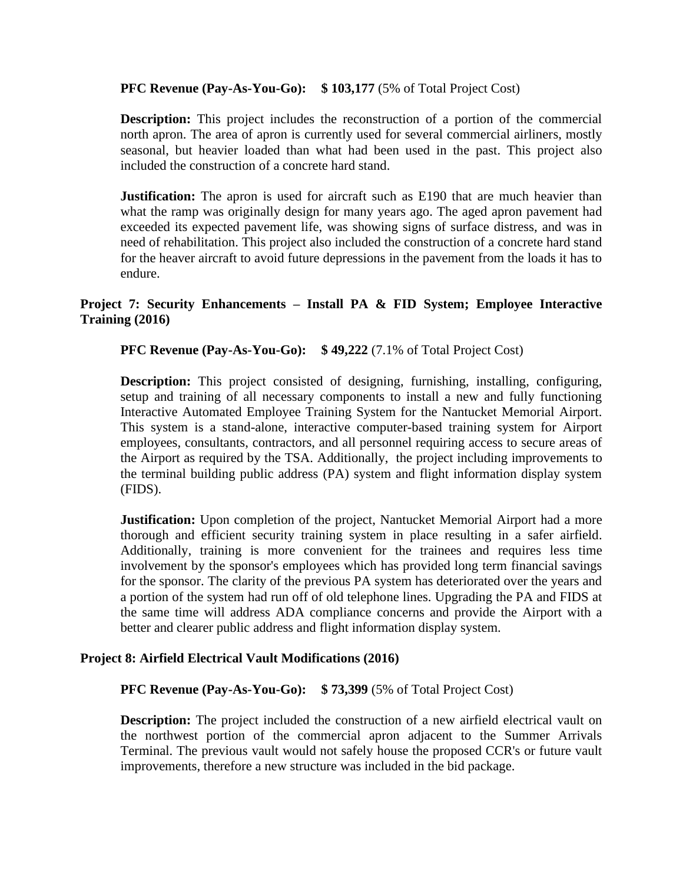**PFC Revenue (Pay-As-You-Go):** **$ 103,177** (5% of Total Project Cost)

**Description:** This project includes the reconstruction of a portion of the commercial north apron. The area of apron is currently used for several commercial airliners, mostly seasonal, but heavier loaded than what had been used in the past. This project also included the construction of a concrete hard stand.

**Justification:** The apron is used for aircraft such as E190 that are much heavier than what the ramp was originally design for many years ago. The aged apron pavement had exceeded its expected pavement life, was showing signs of surface distress, and was in need of rehabilitation. This project also included the construction of a concrete hard stand for the heaver aircraft to avoid future depressions in the pavement from the loads it has to endure.

**Project 7: Security Enhancements – Install PA & FID System; Employee Interactive Training (2016)**

**PFC Revenue (Pay-As-You-Go):** **$ 49,222** (7.1% of Total Project Cost)

**Description:** This project consisted of designing, furnishing, installing, configuring, setup and training of all necessary components to install a new and fully functioning Interactive Automated Employee Training System for the Nantucket Memorial Airport. This system is a stand-alone, interactive computer-based training system for Airport employees, consultants, contractors, and all personnel requiring access to secure areas of the Airport as required by the TSA. Additionally, the project including improvements to the terminal building public address (PA) system and flight information display system (FIDS).

**Justification:** Upon completion of the project, Nantucket Memorial Airport had a more thorough and efficient security training system in place resulting in a safer airfield. Additionally, training is more convenient for the trainees and requires less time involvement by the sponsor's employees which has provided long term financial savings for the sponsor. The clarity of the previous PA system has deteriorated over the years and a portion of the system had run off of old telephone lines. Upgrading the PA and FIDS at the same time will address ADA compliance concerns and provide the Airport with a better and clearer public address and flight information display system.

**Project 8: Airfield Electrical Vault Modifications (2016)**

**PFC Revenue (Pay-As-You-Go):** **$ 73,399** (5% of Total Project Cost)

**Description:** The project included the construction of a new airfield electrical vault on the northwest portion of the commercial apron adjacent to the Summer Arrivals Terminal. The previous vault would not safely house the proposed CCR's or future vault improvements, therefore a new structure was included in the bid package.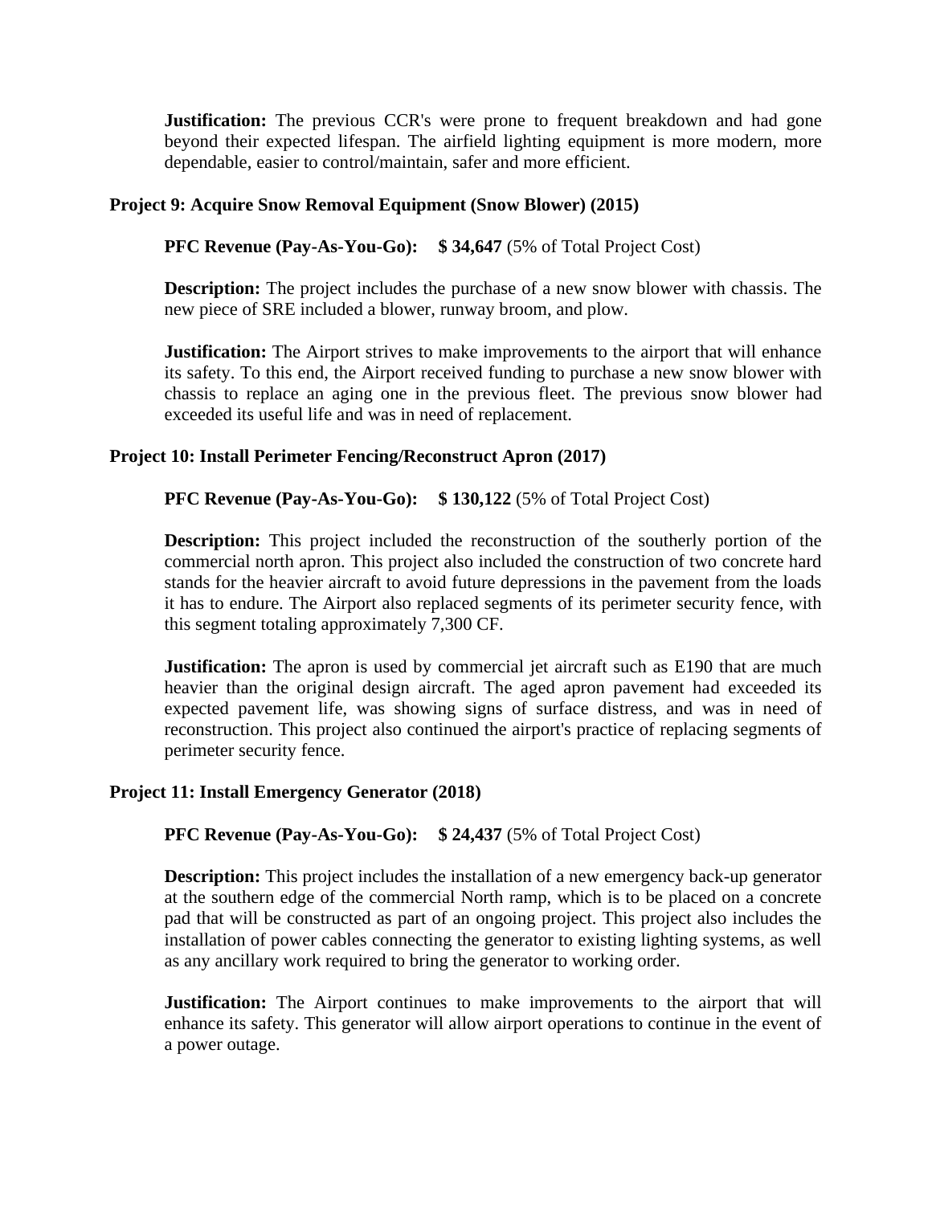**Justification:** The previous CCR's were prone to frequent breakdown and had gone beyond their expected lifespan. The airfield lighting equipment is more modern, more dependable, easier to control/maintain, safer and more efficient.

**Project 9: Acquire Snow Removal Equipment (Snow Blower) (2015)**

**PFC Revenue (Pay-As-You-Go): $ 34,647** (5% of Total Project Cost)

**Description:** The project includes the purchase of a new snow blower with chassis. The new piece of SRE included a blower, runway broom, and plow.

**Justification:** The Airport strives to make improvements to the airport that will enhance its safety. To this end, the Airport received funding to purchase a new snow blower with chassis to replace an aging one in the previous fleet. The previous snow blower had exceeded its useful life and was in need of replacement.

**Project 10: Install Perimeter Fencing/Reconstruct Apron (2017)**

**PFC Revenue (Pay-As-You-Go): $ 130,122** (5% of Total Project Cost)

**Description:** This project included the reconstruction of the southerly portion of the commercial north apron. This project also included the construction of two concrete hard stands for the heavier aircraft to avoid future depressions in the pavement from the loads it has to endure. The Airport also replaced segments of its perimeter security fence, with this segment totaling approximately 7,300 CF.

**Justification:** The apron is used by commercial jet aircraft such as E190 that are much heavier than the original design aircraft. The aged apron pavement had exceeded its expected pavement life, was showing signs of surface distress, and was in need of reconstruction. This project also continued the airport's practice of replacing segments of perimeter security fence.

**Project 11: Install Emergency Generator (2018)**

**PFC Revenue (Pay-As-You-Go): $ 24,437** (5% of Total Project Cost)

**Description:** This project includes the installation of a new emergency back-up generator at the southern edge of the commercial North ramp, which is to be placed on a concrete pad that will be constructed as part of an ongoing project. This project also includes the installation of power cables connecting the generator to existing lighting systems, as well as any ancillary work required to bring the generator to working order.

**Justification:** The Airport continues to make improvements to the airport that will enhance its safety. This generator will allow airport operations to continue in the event of a power outage.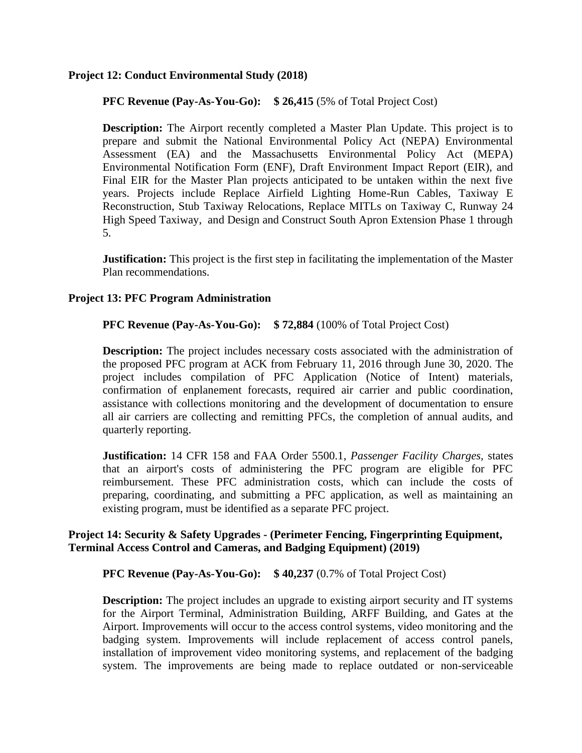**Project 12: Conduct Environmental Study (2018)**

**PFC Revenue (Pay-As-You-Go): $ 26,415** (5% of Total Project Cost)

**Description:** The Airport recently completed a Master Plan Update. This project is to prepare and submit the National Environmental Policy Act (NEPA) Environmental Assessment (EA) and the Massachusetts Environmental Policy Act (MEPA) Environmental Notification Form (ENF), Draft Environment Impact Report (EIR), and Final EIR for the Master Plan projects anticipated to be untaken within the next five years. Projects include Replace Airfield Lighting Home-Run Cables, Taxiway E Reconstruction, Stub Taxiway Relocations, Replace MITLs on Taxiway C, Runway 24 High Speed Taxiway, and Design and Construct South Apron Extension Phase 1 through 5.

**Justification:** This project is the first step in facilitating the implementation of the Master Plan recommendations.

**Project 13: PFC Program Administration**

**PFC Revenue (Pay-As-You-Go): $ 72,884** (100% of Total Project Cost)

**Description:** The project includes necessary costs associated with the administration of the proposed PFC program at ACK from February 11, 2016 through June 30, 2020. The project includes compilation of PFC Application (Notice of Intent) materials, confirmation of enplanement forecasts, required air carrier and public coordination, assistance with collections monitoring and the development of documentation to ensure all air carriers are collecting and remitting PFCs, the completion of annual audits, and quarterly reporting.

**Justification:** 14 CFR 158 and FAA Order 5500.1, *Passenger Facility Charges,* states that an airport's costs of administering the PFC program are eligible for PFC reimbursement. These PFC administration costs, which can include the costs of preparing, coordinating, and submitting a PFC application, as well as maintaining an existing program, must be identified as a separate PFC project.

**Project 14: Security & Safety Upgrades - (Perimeter Fencing, Fingerprinting Equipment, Terminal Access Control and Cameras, and Badging Equipment) (2019)**

**PFC Revenue (Pay-As-You-Go): $ 40,237** (0.7% of Total Project Cost)

**Description:** The project includes an upgrade to existing airport security and IT systems for the Airport Terminal, Administration Building, ARFF Building, and Gates at the Airport. Improvements will occur to the access control systems, video monitoring and the badging system. Improvements will include replacement of access control panels, installation of improvement video monitoring systems, and replacement of the badging system. The improvements are being made to replace outdated or non-serviceable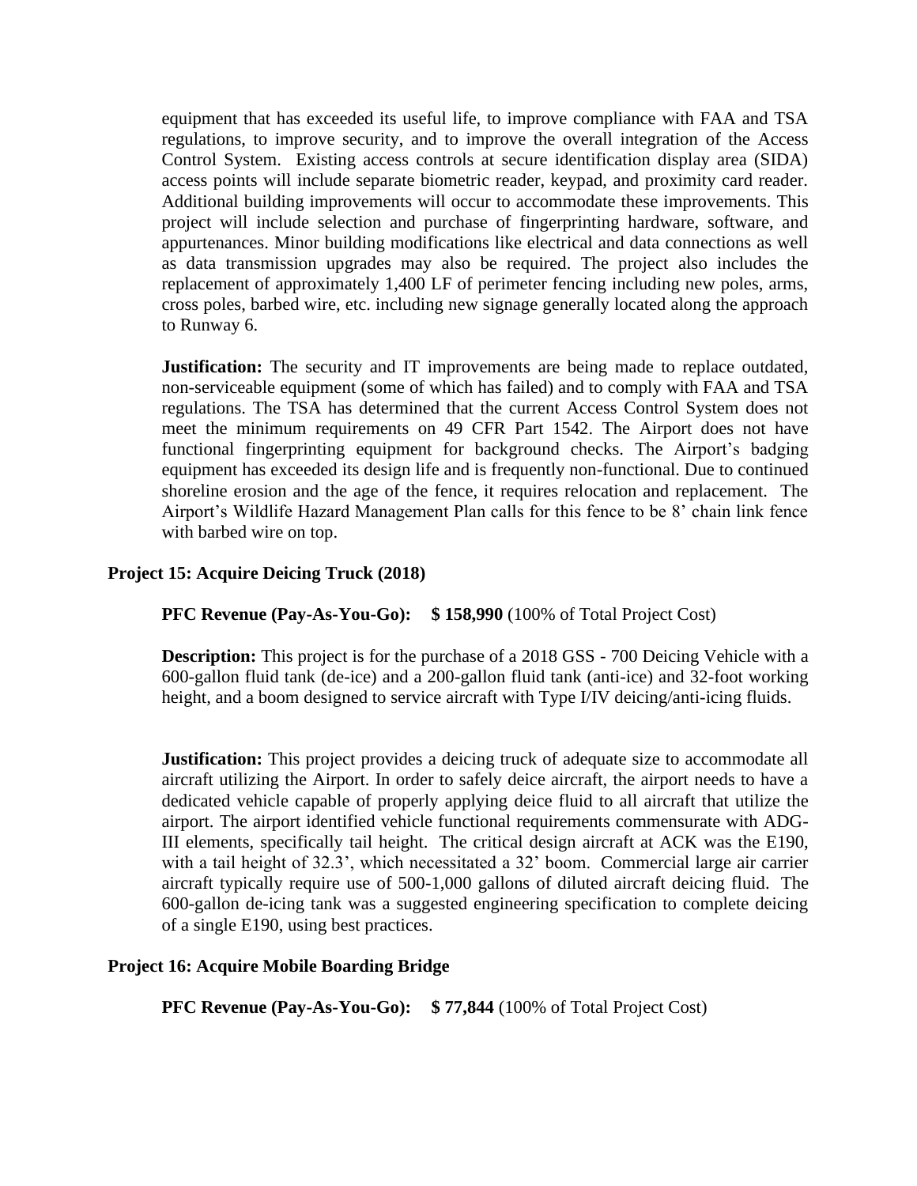equipment that has exceeded its useful life, to improve compliance with FAA and TSA regulations, to improve security, and to improve the overall integration of the Access Control System. Existing access controls at secure identification display area (SIDA) access points will include separate biometric reader, keypad, and proximity card reader. Additional building improvements will occur to accommodate these improvements. This project will include selection and purchase of fingerprinting hardware, software, and appurtenances. Minor building modifications like electrical and data connections as well as data transmission upgrades may also be required. The project also includes the replacement of approximately 1,400 LF of perimeter fencing including new poles, arms, cross poles, barbed wire, etc. including new signage generally located along the approach to Runway 6.

**Justification:** The security and IT improvements are being made to replace outdated, non-serviceable equipment (some of which has failed) and to comply with FAA and TSA regulations. The TSA has determined that the current Access Control System does not meet the minimum requirements on 49 CFR Part 1542. The Airport does not have functional fingerprinting equipment for background checks. The Airport's badging equipment has exceeded its design life and is frequently non-functional. Due to continued shoreline erosion and the age of the fence, it requires relocation and replacement. The Airport's Wildlife Hazard Management Plan calls for this fence to be 8' chain link fence with barbed wire on top.

### Project 15: Acquire Deicing Truck (2018)

**PFC Revenue (Pay-As-You-Go): $ 158,990** (100% of Total Project Cost)

**Description:** This project is for the purchase of a 2018 GSS - 700 Deicing Vehicle with a 600-gallon fluid tank (de-ice) and a 200-gallon fluid tank (anti-ice) and 32-foot working height, and a boom designed to service aircraft with Type I/IV deicing/anti-icing fluids.

**Justification:** This project provides a deicing truck of adequate size to accommodate all aircraft utilizing the Airport. In order to safely deice aircraft, the airport needs to have a dedicated vehicle capable of properly applying deice fluid to all aircraft that utilize the airport. The airport identified vehicle functional requirements commensurate with ADG-III elements, specifically tail height. The critical design aircraft at ACK was the E190, with a tail height of 32.3', which necessitated a 32' boom. Commercial large air carrier aircraft typically require use of 500-1,000 gallons of diluted aircraft deicing fluid. The 600-gallon de-icing tank was a suggested engineering specification to complete deicing of a single E190, using best practices.

### Project 16: Acquire Mobile Boarding Bridge

**PFC Revenue (Pay-As-You-Go): $ 77,844** (100% of Total Project Cost)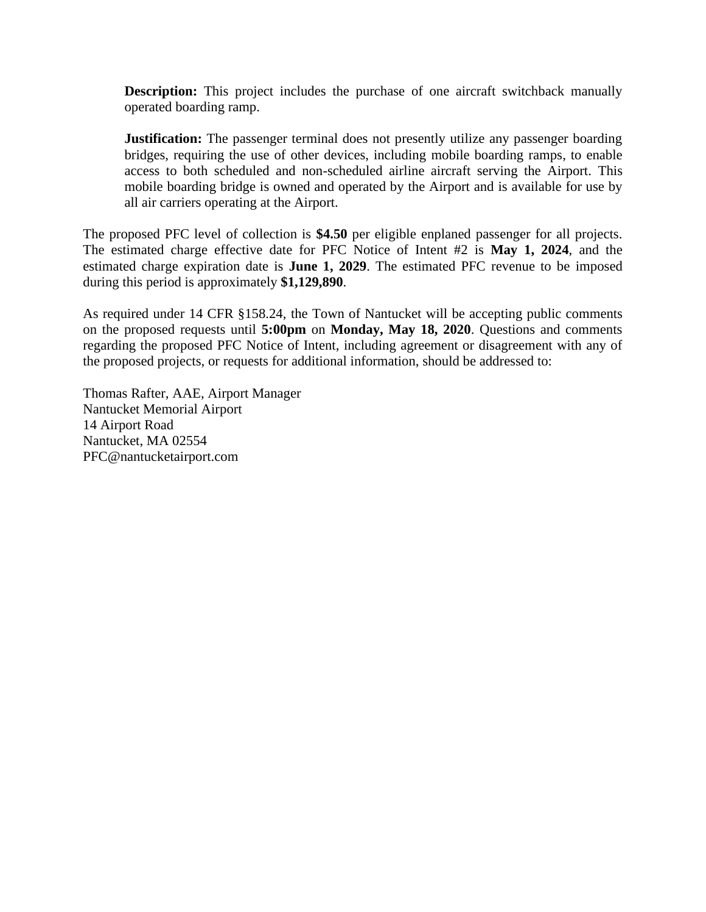**Description:** This project includes the purchase of one aircraft switchback manually operated boarding ramp.

**Justification:** The passenger terminal does not presently utilize any passenger boarding bridges, requiring the use of other devices, including mobile boarding ramps, to enable access to both scheduled and non-scheduled airline aircraft serving the Airport. This mobile boarding bridge is owned and operated by the Airport and is available for use by all air carriers operating at the Airport.

The proposed PFC level of collection is **$4.50** per eligible enplaned passenger for all projects. The estimated charge effective date for PFC Notice of Intent #2 is **May 1, 2024**, and the estimated charge expiration date is **June 1, 2029**. The estimated PFC revenue to be imposed during this period is approximately **$1,129,890**.

As required under 14 CFR §158.24, the Town of Nantucket will be accepting public comments on the proposed requests until **5:00pm** on **Monday, May 18, 2020**. Questions and comments regarding the proposed PFC Notice of Intent, including agreement or disagreement with any of the proposed projects, or requests for additional information, should be addressed to:

Thomas Rafter, AAE, Airport Manager
Nantucket Memorial Airport
14 Airport Road
Nantucket, MA 02554
PFC@nantucketairport.com